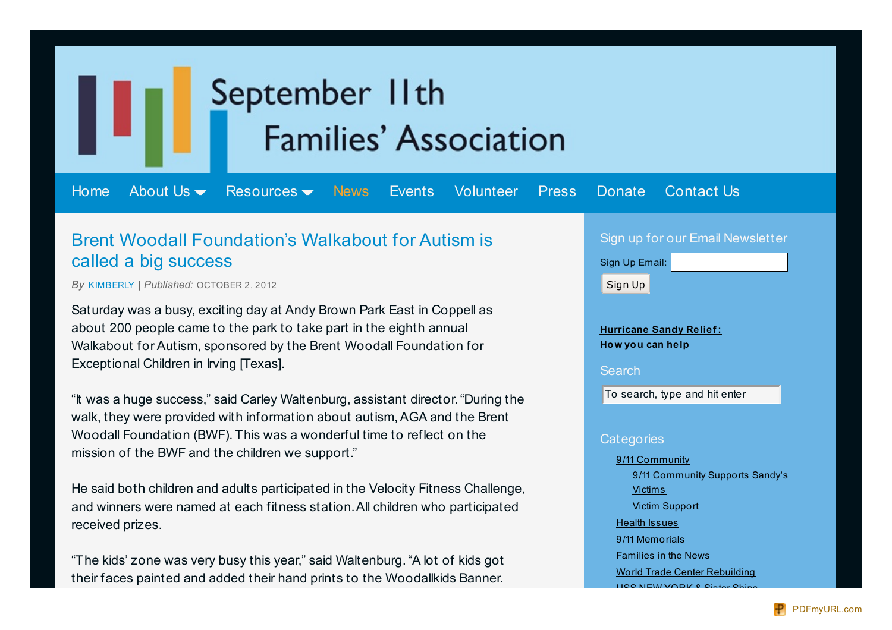# September 11th Families' Association

Home About Us Resources News Events Volunteer Press Donate Contact Us

## Brent Woodall Foundation's Walkabout for Autism is called a big success

*By* KIMBERLY | *Published:* OCTOBER 2, 2012

Saturday was a busy, exciting day at Andy Brown Park East in Coppell as about 200 people came to the park to take part in the eighth annual Walkabout for Autism, sponsored by the Brent Woodall Foundation for Exceptional Children in Irving [Texas].

"It was a huge success," said Carley Waltenburg, assistant director. "During the walk, they were provided with information about autism, AGA and the Brent Woodall Foundation (BWF). This was a wonderful time to reflect on the mission of the BWF and the children we support."

He said both children and adults participated in the Velocity Fitness Challenge, and winners were named at each fitness station. All children who participated received prizes.

"The kids' zone was very busy this year," said Waltenburg. "A lot of kids got their faces painted and added their hand prints to the Woodallkids Banner.

### Sign up for our Email Newsletter

Sign Up Email:

Sign Up

**Hurricane Sandy Relief: How you can help**

### Search

To search, type and hit enter

### Categories

- 9/11 Community
  - 9/11 Community Supports Sandy's Victims
  - Victim Support
- Health Issues
- 9/11 Memorials
- Families in the News
- World Trade Center Rebuilding
- USS NEW YORK & Sister Ships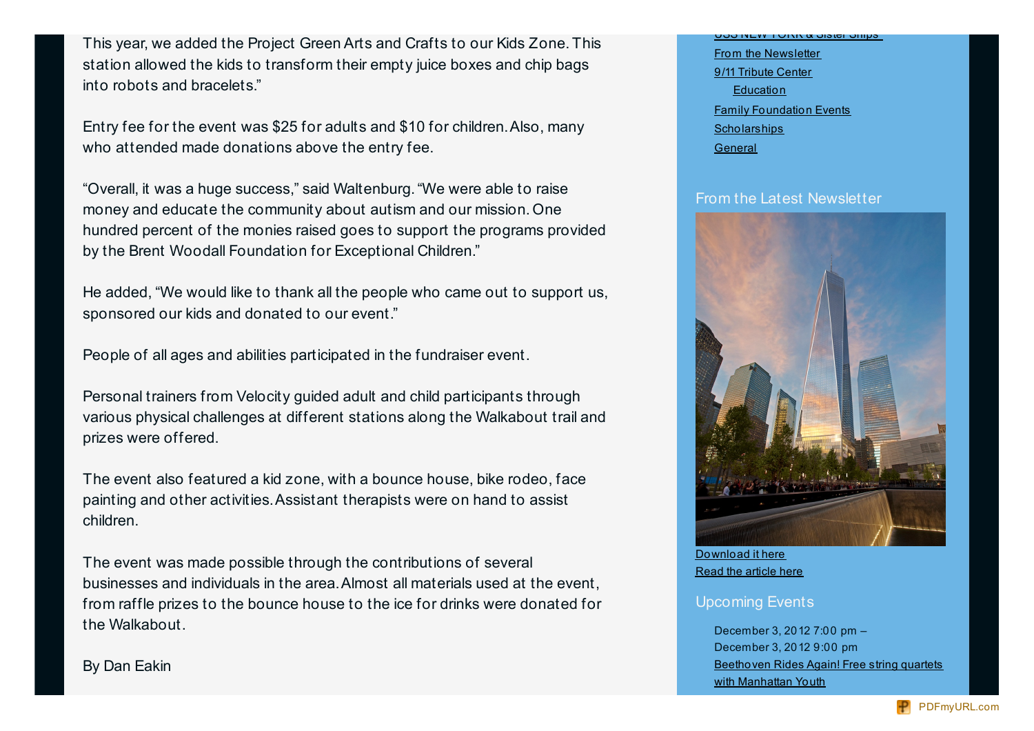This year, we added the Project Green Arts and Crafts to our Kids Zone. This station allowed the kids to transform their empty juice boxes and chip bags into robots and bracelets."

Entry fee for the event was $25 for adults and $10 for children. Also, many who attended made donations above the entry fee.

"Overall, it was a huge success," said Waltenburg. "We were able to raise money and educate the community about autism and our mission. One hundred percent of the monies raised goes to support the programs provided by the Brent Woodall Foundation for Exceptional Children."

He added, "We would like to thank all the people who came out to support us, sponsored our kids and donated to our event."

People of all ages and abilities participated in the fundraiser event.

Personal trainers from Velocity guided adult and child participants through various physical challenges at different stations along the Walkabout trail and prizes were offered.

The event also featured a kid zone, with a bounce house, bike rodeo, face painting and other activities. Assistant therapists were on hand to assist children.

The event was made possible through the contributions of several businesses and individuals in the area. Almost all materials used at the event, from raffle prizes to the bounce house to the ice for drinks were donated for the Walkabout.

By Dan Eakin

- USS NEW YORK & Sister Ships
- From the Newsletter
- 9/11 Tribute Center
  - Education
- Family Foundation Events
- Scholarships
- General

## From the Latest Newsletter

Download it here
Read the article here

## Upcoming Events

December 3, 2012 7:00 pm – December 3, 2012 9:00 pm
Beethoven Rides Again! Free string quartets with Manhattan Youth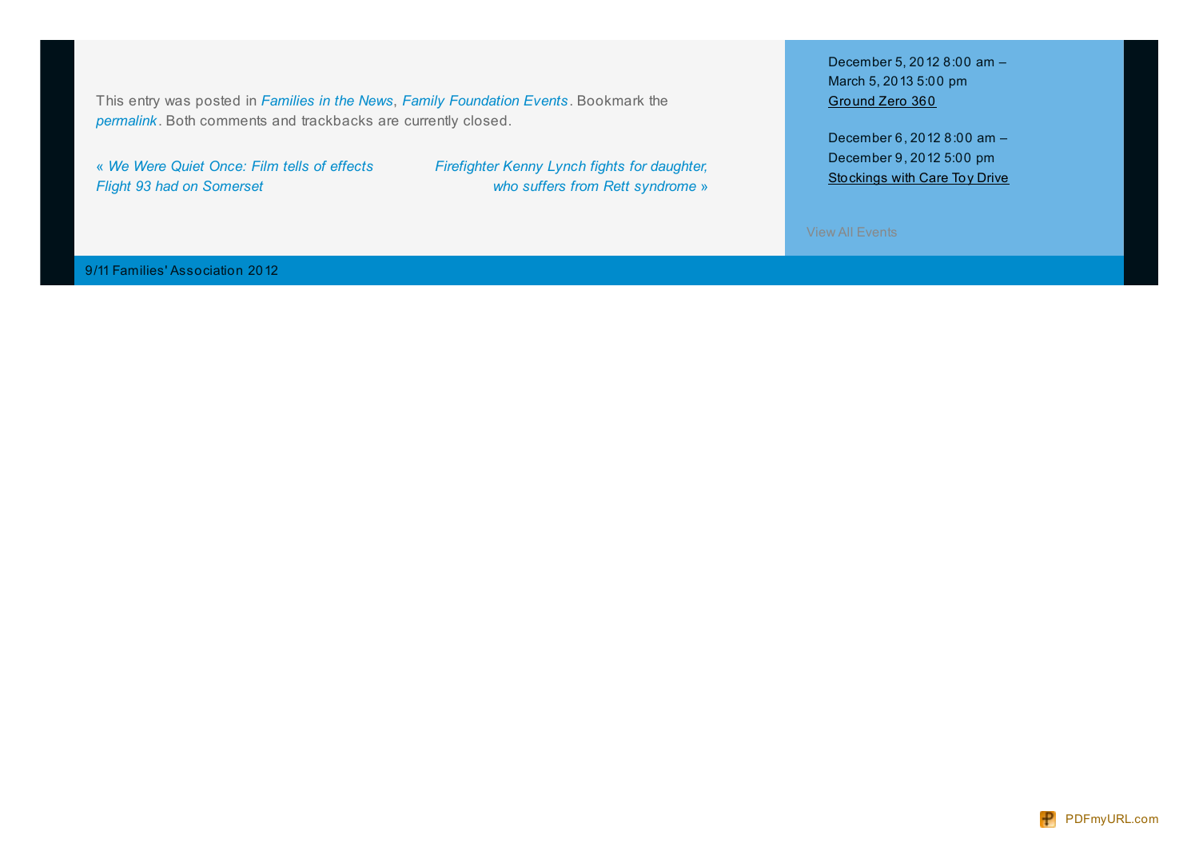This entry was posted in *Families in the News*, *Family Foundation Events*. Bookmark the *permalink*. Both comments and trackbacks are currently closed.

*« We Were Quiet Once: Film tells of effects Flight 93 had on Somerset*

*Firefighter Kenny Lynch fights for daughter, who suffers from Rett syndrome »*

December 5, 2012 8:00 am – March 5, 2013 5:00 pm
Ground Zero 360

December 6, 2012 8:00 am – December 9, 2012 5:00 pm
Stockings with Care Toy Drive

View All Events

9/11 Families' Association 2012